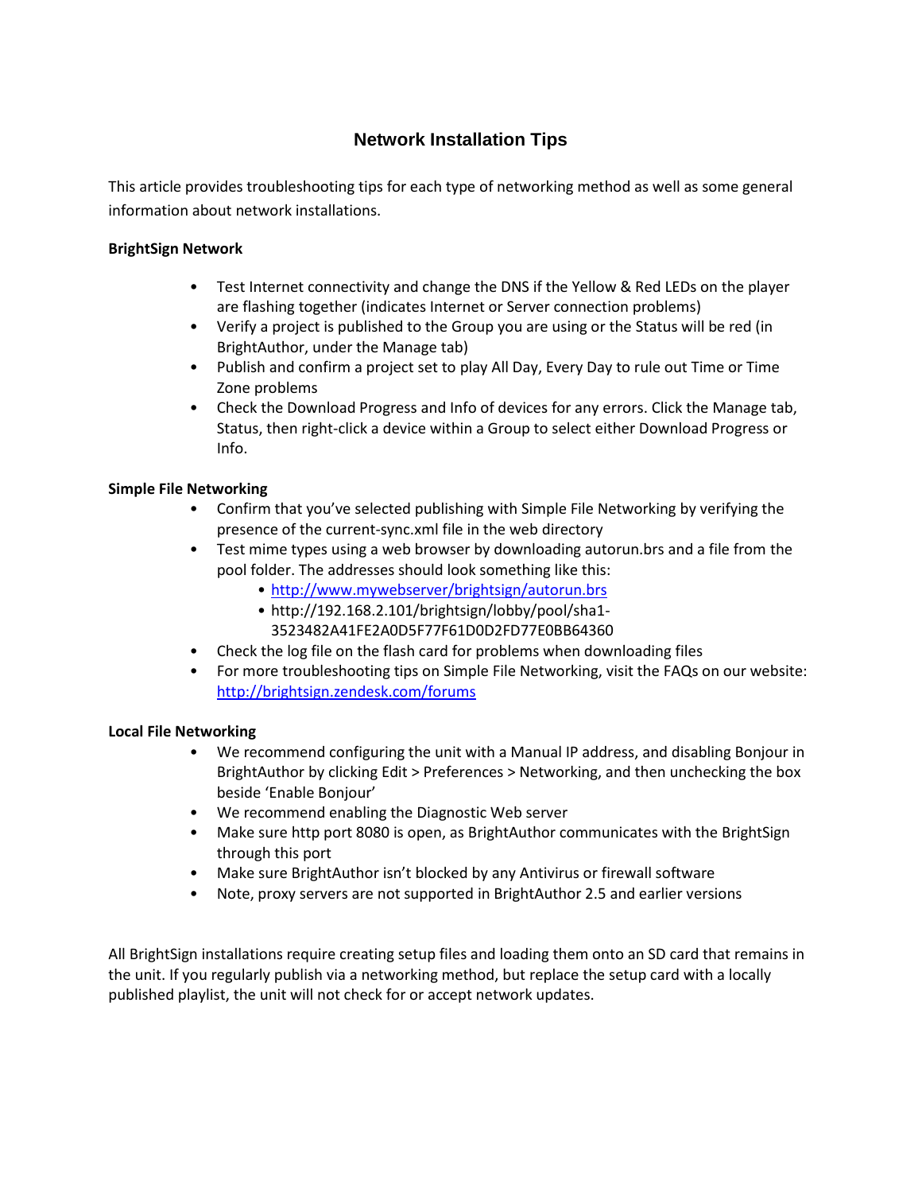# Network Installation Tips

This article provides troubleshooting tips for each type of networking method as well as some general information about network installations.

**BrightSign Network**

- Test Internet connectivity and change the DNS if the Yellow & Red LEDs on the player are flashing together (indicates Internet or Server connection problems)
- Verify a project is published to the Group you are using or the Status will be red (in BrightAuthor, under the Manage tab)
- Publish and confirm a project set to play All Day, Every Day to rule out Time or Time Zone problems
- Check the Download Progress and Info of devices for any errors. Click the Manage tab, Status, then right-click a device within a Group to select either Download Progress or Info.

**Simple File Networking**

- Confirm that you've selected publishing with Simple File Networking by verifying the presence of the current-sync.xml file in the web directory
- Test mime types using a web browser by downloading autorun.brs and a file from the pool folder. The addresses should look something like this:
  - http://www.mywebserver/brightsign/autorun.brs
  - http://192.168.2.101/brightsign/lobby/pool/sha1-3523482A41FE2A0D5F77F61D0D2FD77E0BB64360
- Check the log file on the flash card for problems when downloading files
- For more troubleshooting tips on Simple File Networking, visit the FAQs on our website: http://brightsign.zendesk.com/forums

**Local File Networking**

- We recommend configuring the unit with a Manual IP address, and disabling Bonjour in BrightAuthor by clicking Edit > Preferences > Networking, and then unchecking the box beside 'Enable Bonjour'
- We recommend enabling the Diagnostic Web server
- Make sure http port 8080 is open, as BrightAuthor communicates with the BrightSign through this port
- Make sure BrightAuthor isn't blocked by any Antivirus or firewall software
- Note, proxy servers are not supported in BrightAuthor 2.5 and earlier versions

All BrightSign installations require creating setup files and loading them onto an SD card that remains in the unit. If you regularly publish via a networking method, but replace the setup card with a locally published playlist, the unit will not check for or accept network updates.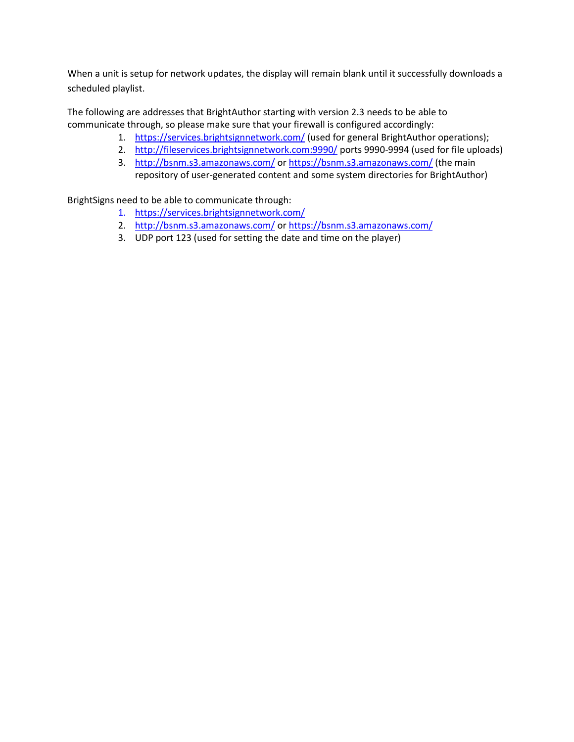When a unit is setup for network updates, the display will remain blank until it successfully downloads a scheduled playlist.

The following are addresses that BrightAuthor starting with version 2.3 needs to be able to communicate through, so please make sure that your firewall is configured accordingly:

1. https://services.brightsignnetwork.com/ (used for general BrightAuthor operations);
2. http://fileservices.brightsignnetwork.com:9990/ ports 9990-9994 (used for file uploads)
3. http://bsnm.s3.amazonaws.com/ or https://bsnm.s3.amazonaws.com/ (the main repository of user-generated content and some system directories for BrightAuthor)

BrightSigns need to be able to communicate through:

1. https://services.brightsignnetwork.com/
2. http://bsnm.s3.amazonaws.com/ or https://bsnm.s3.amazonaws.com/
3. UDP port 123 (used for setting the date and time on the player)